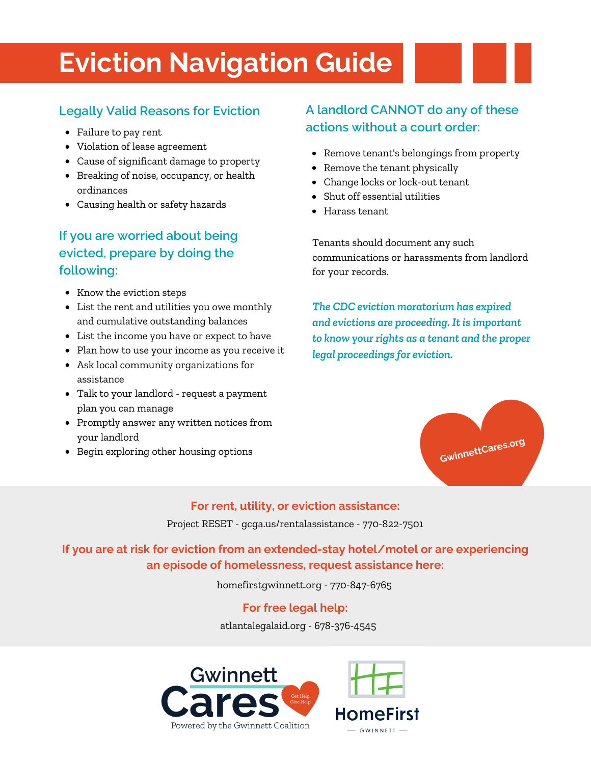# Eviction Navigation Guide

## Legally Valid Reasons for Eviction

- Failure to pay rent
- Violation of lease agreement
- Cause of significant damage to property
- Breaking of noise, occupancy, or health ordinances
- Causing health or safety hazards

## If you are worried about being evicted, prepare by doing the following:

- Know the eviction steps
- List the rent and utilities you owe monthly and cumulative outstanding balances
- List the income you have or expect to have
- Plan how to use your income as you receive it
- Ask local community organizations for assistance
- Talk to your landlord - request a payment plan you can manage
- Promptly answer any written notices from your landlord
- Begin exploring other housing options

## A landlord CANNOT do any of these actions without a court order:

- Remove tenant's belongings from property
- Remove the tenant physically
- Change locks or lock-out tenant
- Shut off essential utilities
- Harass tenant

Tenants should document any such communications or harassments from landlord for your records.

***The CDC eviction moratorium has expired and evictions are proceeding. It is important to know your rights as a tenant and the proper legal proceedings for eviction.***

GwinnettCares.org

**For rent, utility, or eviction assistance:**

Project RESET - gcga.us/rentalassistance - 770-822-7501

**If you are at risk for eviction from an extended-stay hotel/motel or are experiencing an episode of homelessness, request assistance here:**

homefirstgwinnett.org - 770-847-6765

**For free legal help:**

atlantalegalaid.org - 678-376-4545

Gwinnett Cares — Get Help. Give Help. — Powered by the Gwinnett Coalition

HomeFirst — GWINNETT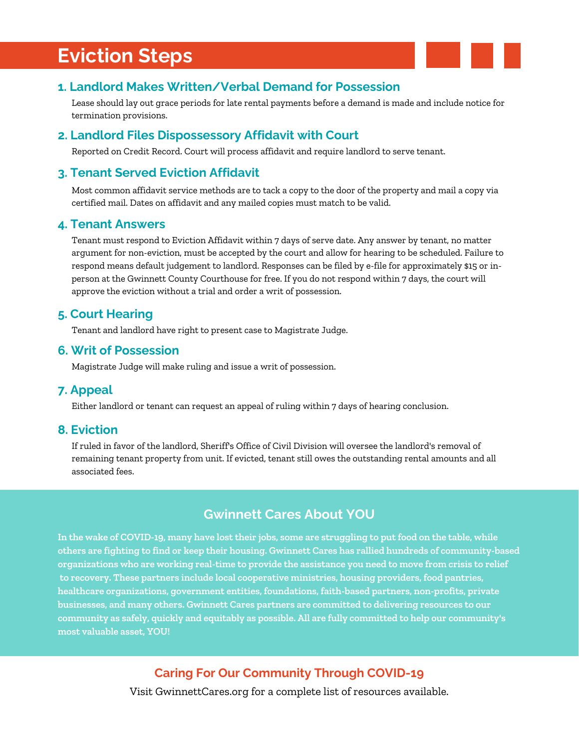# Eviction Steps

### 1. Landlord Makes Written/Verbal Demand for Possession

Lease should lay out grace periods for late rental payments before a demand is made and include notice for termination provisions.

### 2. Landlord Files Dispossessory Affidavit with Court

Reported on Credit Record. Court will process affidavit and require landlord to serve tenant.

### 3. Tenant Served Eviction Affidavit

Most common affidavit service methods are to tack a copy to the door of the property and mail a copy via certified mail. Dates on affidavit and any mailed copies must match to be valid.

### 4. Tenant Answers

Tenant must respond to Eviction Affidavit within 7 days of serve date. Any answer by tenant, no matter argument for non-eviction, must be accepted by the court and allow for hearing to be scheduled. Failure to respond means default judgement to landlord. Responses can be filed by e-file for approximately $15 or in-person at the Gwinnett County Courthouse for free. If you do not respond within 7 days, the court will approve the eviction without a trial and order a writ of possession.

### 5. Court Hearing

Tenant and landlord have right to present case to Magistrate Judge.

### 6. Writ of Possession

Magistrate Judge will make ruling and issue a writ of possession.

### 7. Appeal

Either landlord or tenant can request an appeal of ruling within 7 days of hearing conclusion.

### 8. Eviction

If ruled in favor of the landlord, Sheriff's Office of Civil Division will oversee the landlord's removal of remaining tenant property from unit. If evicted, tenant still owes the outstanding rental amounts and all associated fees.

## Gwinnett Cares About YOU

**In the wake of COVID-19, many have lost their jobs, some are struggling to put food on the table, while others are fighting to find or keep their housing. Gwinnett Cares has rallied hundreds of community-based organizations who are working real-time to provide the assistance you need to move from crisis to relief to recovery. These partners include local cooperative ministries, housing providers, food pantries, healthcare organizations, government entities, foundations, faith-based partners, non-profits, private businesses, and many others. Gwinnett Cares partners are committed to delivering resources to our community as safely, quickly and equitably as possible. All are fully committed to help our community's most valuable asset, YOU!**

## Caring For Our Community Through COVID-19

Visit GwinnettCares.org for a complete list of resources available.